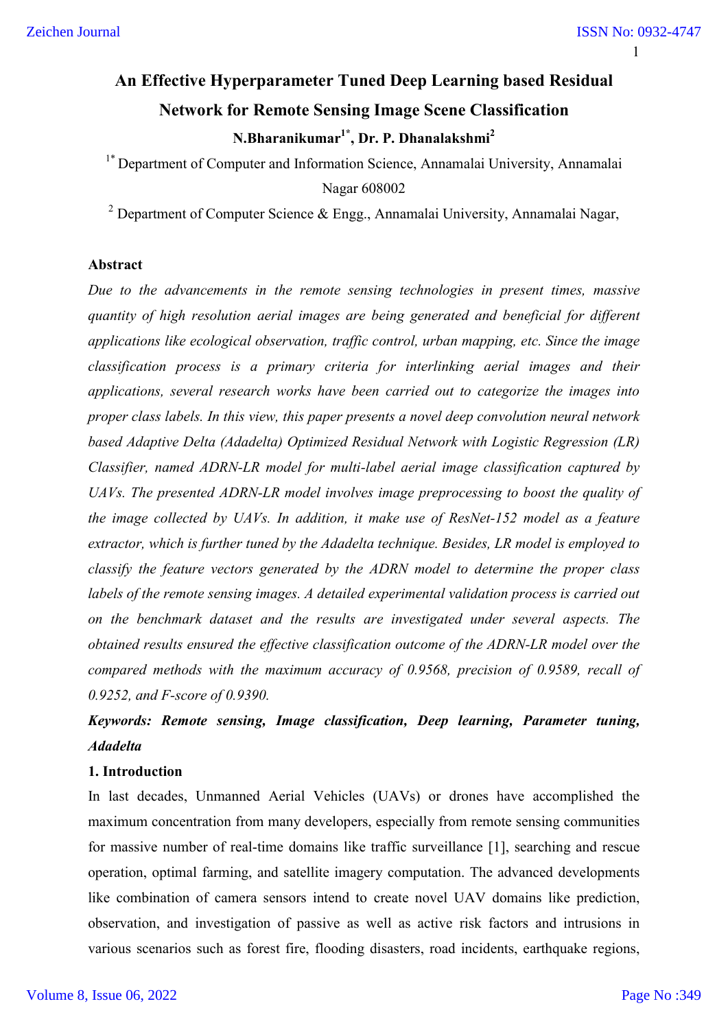# An Effective Hyperparameter Tuned Deep Learning based Residual Network for Remote Sensing Image Scene Classification

**N.Bharanikumar[1*], Dr. P. Dhanalakshmi[2]**

[1*] Department of Computer and Information Science, Annamalai University, Annamalai Nagar 608002

[2] Department of Computer Science & Engg., Annamalai University, Annamalai Nagar,

## Abstract

*Due to the advancements in the remote sensing technologies in present times, massive quantity of high resolution aerial images are being generated and beneficial for different applications like ecological observation, traffic control, urban mapping, etc. Since the image classification process is a primary criteria for interlinking aerial images and their applications, several research works have been carried out to categorize the images into proper class labels. In this view, this paper presents a novel deep convolution neural network based Adaptive Delta (Adadelta) Optimized Residual Network with Logistic Regression (LR) Classifier, named ADRN-LR model for multi-label aerial image classification captured by UAVs. The presented ADRN-LR model involves image preprocessing to boost the quality of the image collected by UAVs. In addition, it make use of ResNet-152 model as a feature extractor, which is further tuned by the Adadelta technique. Besides, LR model is employed to classify the feature vectors generated by the ADRN model to determine the proper class labels of the remote sensing images. A detailed experimental validation process is carried out on the benchmark dataset and the results are investigated under several aspects. The obtained results ensured the effective classification outcome of the ADRN-LR model over the compared methods with the maximum accuracy of 0.9568, precision of 0.9589, recall of 0.9252, and F-score of 0.9390.*

***Keywords: Remote sensing, Image classification, Deep learning, Parameter tuning, Adadelta***

## 1. Introduction

In last decades, Unmanned Aerial Vehicles (UAVs) or drones have accomplished the maximum concentration from many developers, especially from remote sensing communities for massive number of real-time domains like traffic surveillance [1], searching and rescue operation, optimal farming, and satellite imagery computation. The advanced developments like combination of camera sensors intend to create novel UAV domains like prediction, observation, and investigation of passive as well as active risk factors and intrusions in various scenarios such as forest fire, flooding disasters, road incidents, earthquake regions,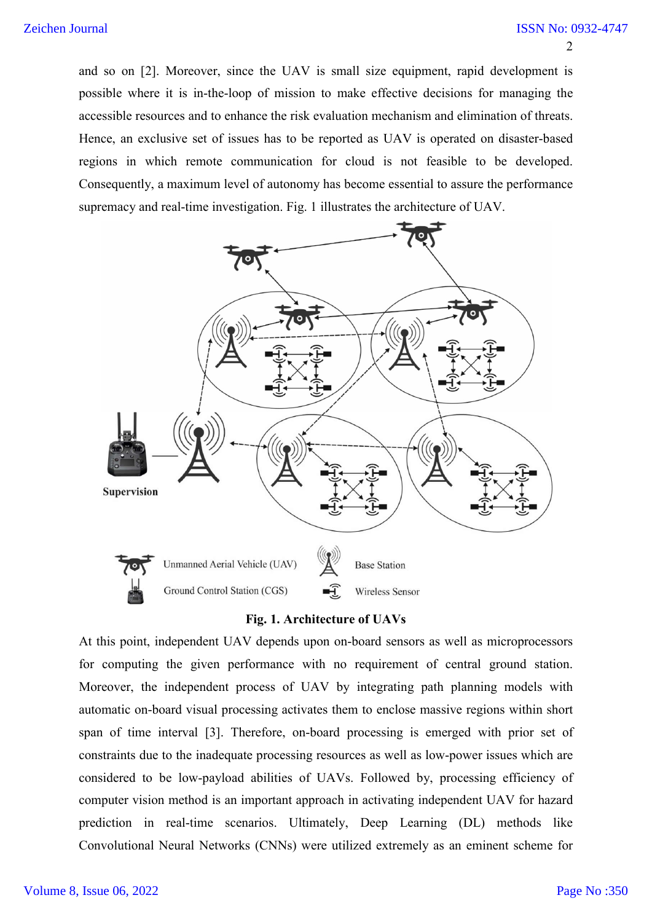and so on [2]. Moreover, since the UAV is small size equipment, rapid development is possible where it is in-the-loop of mission to make effective decisions for managing the accessible resources and to enhance the risk evaluation mechanism and elimination of threats. Hence, an exclusive set of issues has to be reported as UAV is operated on disaster-based regions in which remote communication for cloud is not feasible to be developed. Consequently, a maximum level of autonomy has become essential to assure the performance supremacy and real-time investigation. Fig. 1 illustrates the architecture of UAV.

**Fig. 1. Architecture of UAVs**

At this point, independent UAV depends upon on-board sensors as well as microprocessors for computing the given performance with no requirement of central ground station. Moreover, the independent process of UAV by integrating path planning models with automatic on-board visual processing activates them to enclose massive regions within short span of time interval [3]. Therefore, on-board processing is emerged with prior set of constraints due to the inadequate processing resources as well as low-power issues which are considered to be low-payload abilities of UAVs. Followed by, processing efficiency of computer vision method is an important approach in activating independent UAV for hazard prediction in real-time scenarios. Ultimately, Deep Learning (DL) methods like Convolutional Neural Networks (CNNs) were utilized extremely as an eminent scheme for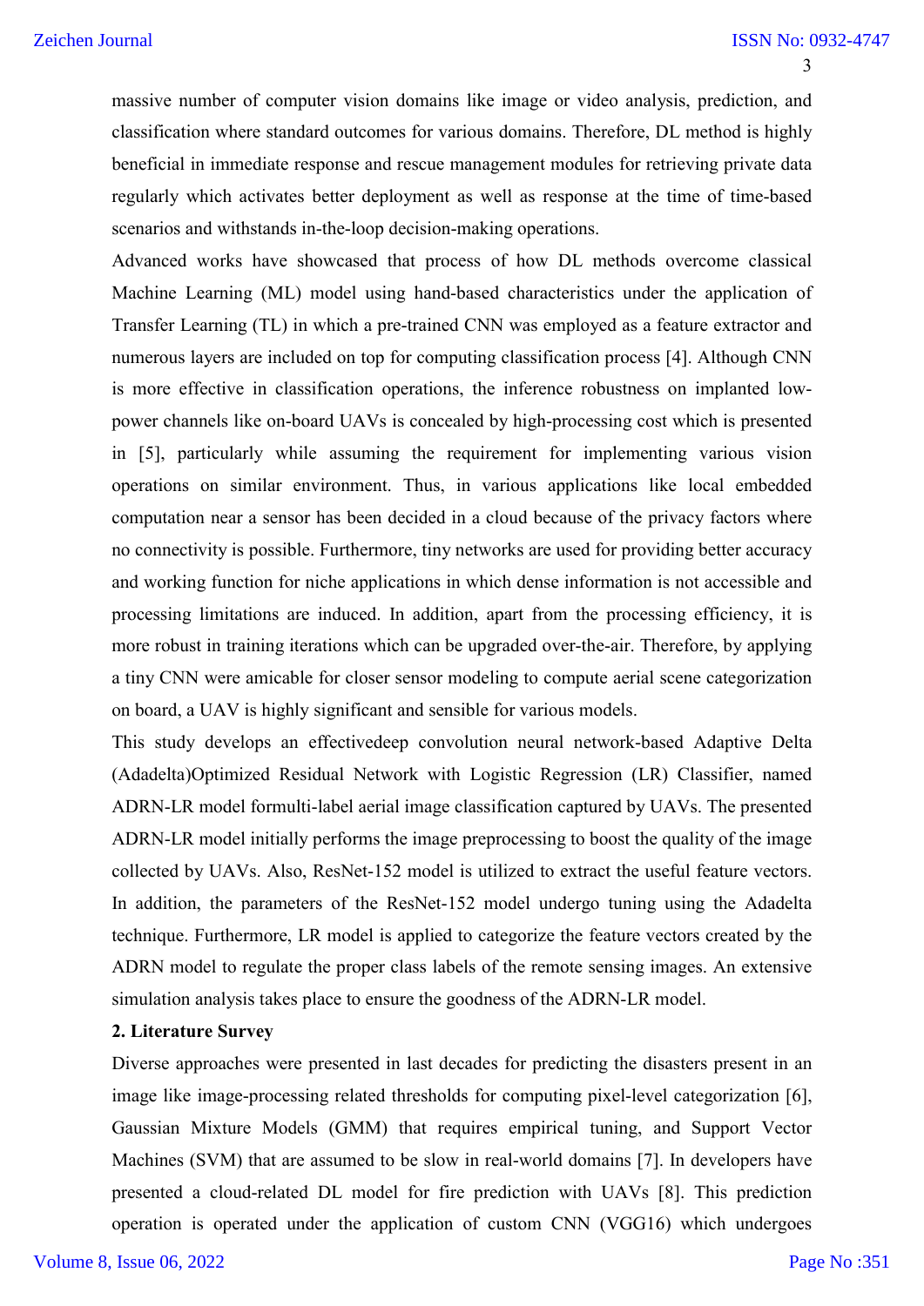massive number of computer vision domains like image or video analysis, prediction, and classification where standard outcomes for various domains. Therefore, DL method is highly beneficial in immediate response and rescue management modules for retrieving private data regularly which activates better deployment as well as response at the time of time-based scenarios and withstands in-the-loop decision-making operations.

Advanced works have showcased that process of how DL methods overcome classical Machine Learning (ML) model using hand-based characteristics under the application of Transfer Learning (TL) in which a pre-trained CNN was employed as a feature extractor and numerous layers are included on top for computing classification process [4]. Although CNN is more effective in classification operations, the inference robustness on implanted low-power channels like on-board UAVs is concealed by high-processing cost which is presented in [5], particularly while assuming the requirement for implementing various vision operations on similar environment. Thus, in various applications like local embedded computation near a sensor has been decided in a cloud because of the privacy factors where no connectivity is possible. Furthermore, tiny networks are used for providing better accuracy and working function for niche applications in which dense information is not accessible and processing limitations are induced. In addition, apart from the processing efficiency, it is more robust in training iterations which can be upgraded over-the-air. Therefore, by applying a tiny CNN were amicable for closer sensor modeling to compute aerial scene categorization on board, a UAV is highly significant and sensible for various models.

This study develops an effectivedeep convolution neural network-based Adaptive Delta (Adadelta)Optimized Residual Network with Logistic Regression (LR) Classifier, named ADRN-LR model formulti-label aerial image classification captured by UAVs. The presented ADRN-LR model initially performs the image preprocessing to boost the quality of the image collected by UAVs. Also, ResNet-152 model is utilized to extract the useful feature vectors. In addition, the parameters of the ResNet-152 model undergo tuning using the Adadelta technique. Furthermore, LR model is applied to categorize the feature vectors created by the ADRN model to regulate the proper class labels of the remote sensing images. An extensive simulation analysis takes place to ensure the goodness of the ADRN-LR model.

## 2. Literature Survey

Diverse approaches were presented in last decades for predicting the disasters present in an image like image-processing related thresholds for computing pixel-level categorization [6], Gaussian Mixture Models (GMM) that requires empirical tuning, and Support Vector Machines (SVM) that are assumed to be slow in real-world domains [7]. In developers have presented a cloud-related DL model for fire prediction with UAVs [8]. This prediction operation is operated under the application of custom CNN (VGG16) which undergoes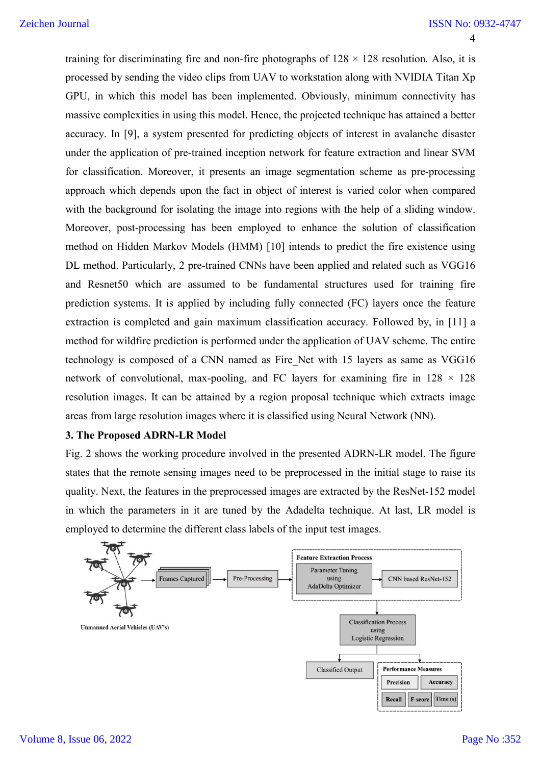training for discriminating fire and non-fire photographs of 128 × 128 resolution. Also, it is processed by sending the video clips from UAV to workstation along with NVIDIA Titan Xp GPU, in which this model has been implemented. Obviously, minimum connectivity has massive complexities in using this model. Hence, the projected technique has attained a better accuracy. In [9], a system presented for predicting objects of interest in avalanche disaster under the application of pre-trained inception network for feature extraction and linear SVM for classification. Moreover, it presents an image segmentation scheme as pre-processing approach which depends upon the fact in object of interest is varied color when compared with the background for isolating the image into regions with the help of a sliding window. Moreover, post-processing has been employed to enhance the solution of classification method on Hidden Markov Models (HMM) [10] intends to predict the fire existence using DL method. Particularly, 2 pre-trained CNNs have been applied and related such as VGG16 and Resnet50 which are assumed to be fundamental structures used for training fire prediction systems. It is applied by including fully connected (FC) layers once the feature extraction is completed and gain maximum classification accuracy. Followed by, in [11] a method for wildfire prediction is performed under the application of UAV scheme. The entire technology is composed of a CNN named as Fire_Net with 15 layers as same as VGG16 network of convolutional, max-pooling, and FC layers for examining fire in 128 × 128 resolution images. It can be attained by a region proposal technique which extracts image areas from large resolution images where it is classified using Neural Network (NN).

## 3. The Proposed ADRN-LR Model

Fig. 2 shows the working procedure involved in the presented ADRN-LR model. The figure states that the remote sensing images need to be preprocessed in the initial stage to raise its quality. Next, the features in the preprocessed images are extracted by the ResNet-152 model in which the parameters in it are tuned by the Adadelta technique. At last, LR model is employed to determine the different class labels of the input test images.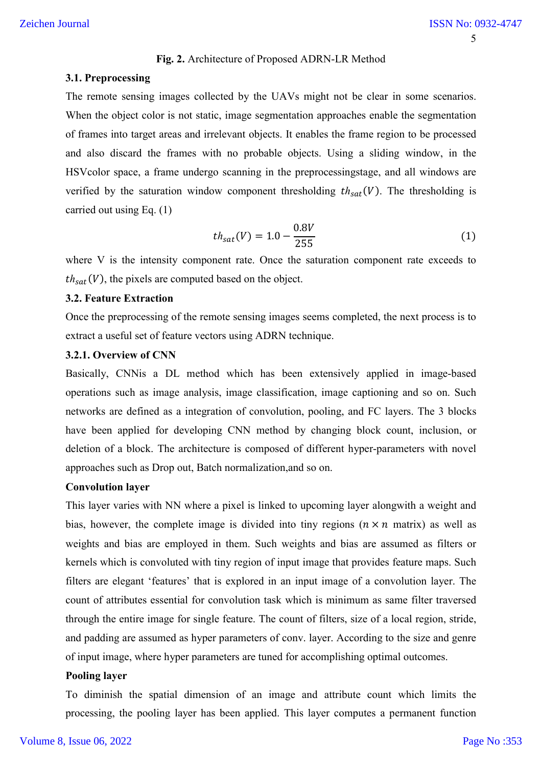**Fig. 2.** Architecture of Proposed ADRN-LR Method

### 3.1. Preprocessing

The remote sensing images collected by the UAVs might not be clear in some scenarios. When the object color is not static, image segmentation approaches enable the segmentation of frames into target areas and irrelevant objects. It enables the frame region to be processed and also discard the frames with no probable objects. Using a sliding window, in the HSVcolor space, a frame undergo scanning in the preprocessingstage, and all windows are verified by the saturation window component thresholding $th_{sat}(V)$. The thresholding is carried out using Eq. (1)

$$th_{sat}(V) = 1.0 - \frac{0.8V}{255} \tag{1}$$

where V is the intensity component rate. Once the saturation component rate exceeds to $th_{sat}(V)$, the pixels are computed based on the object.

### 3.2. Feature Extraction

Once the preprocessing of the remote sensing images seems completed, the next process is to extract a useful set of feature vectors using ADRN technique.

#### 3.2.1. Overview of CNN

Basically, CNNis a DL method which has been extensively applied in image-based operations such as image analysis, image classification, image captioning and so on. Such networks are defined as a integration of convolution, pooling, and FC layers. The 3 blocks have been applied for developing CNN method by changing block count, inclusion, or deletion of a block. The architecture is composed of different hyper-parameters with novel approaches such as Drop out, Batch normalization,and so on.

**Convolution layer**

This layer varies with NN where a pixel is linked to upcoming layer alongwith a weight and bias, however, the complete image is divided into tiny regions ($n \times n$ matrix) as well as weights and bias are employed in them. Such weights and bias are assumed as filters or kernels which is convoluted with tiny region of input image that provides feature maps. Such filters are elegant 'features' that is explored in an input image of a convolution layer. The count of attributes essential for convolution task which is minimum as same filter traversed through the entire image for single feature. The count of filters, size of a local region, stride, and padding are assumed as hyper parameters of conv. layer. According to the size and genre of input image, where hyper parameters are tuned for accomplishing optimal outcomes.

**Pooling layer**

To diminish the spatial dimension of an image and attribute count which limits the processing, the pooling layer has been applied. This layer computes a permanent function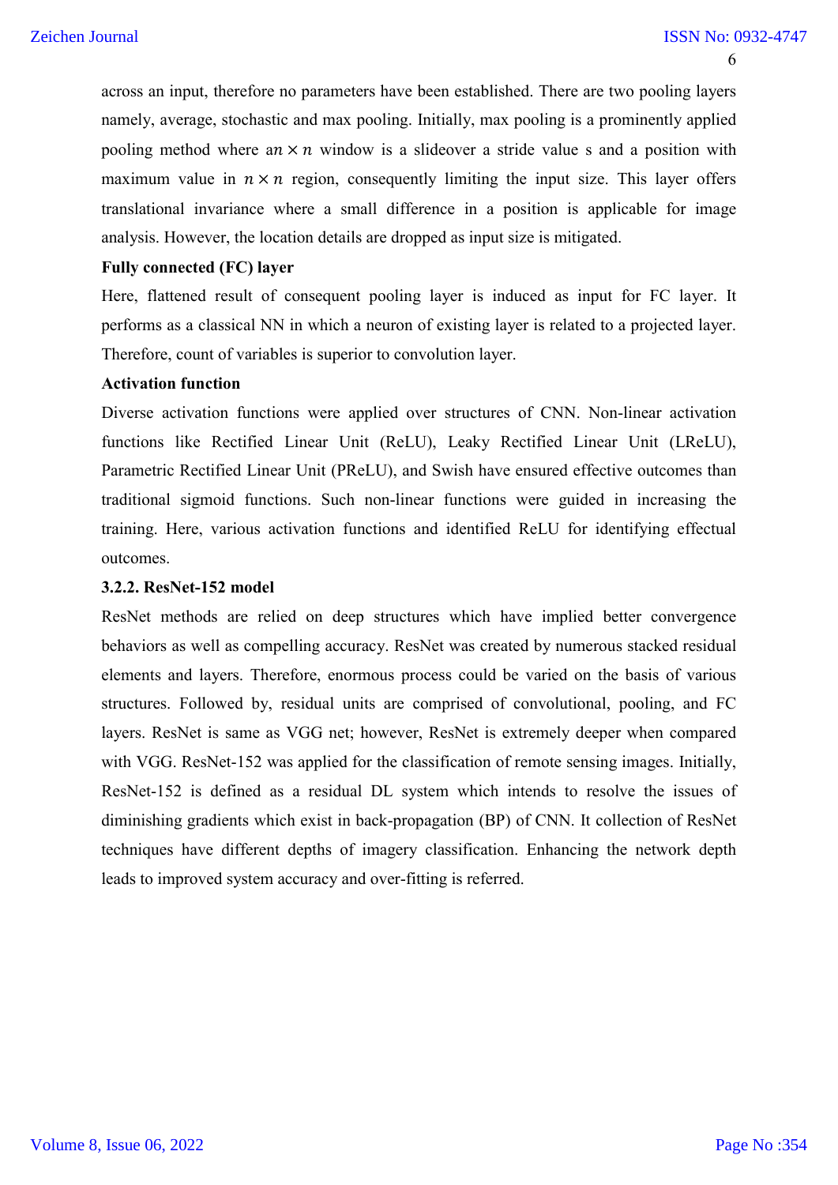across an input, therefore no parameters have been established. There are two pooling layers namely, average, stochastic and max pooling. Initially, max pooling is a prominently applied pooling method where a$n \times n$ window is a slideover a stride value s and a position with maximum value in $n \times n$ region, consequently limiting the input size. This layer offers translational invariance where a small difference in a position is applicable for image analysis. However, the location details are dropped as input size is mitigated.

**Fully connected (FC) layer**

Here, flattened result of consequent pooling layer is induced as input for FC layer. It performs as a classical NN in which a neuron of existing layer is related to a projected layer. Therefore, count of variables is superior to convolution layer.

**Activation function**

Diverse activation functions were applied over structures of CNN. Non-linear activation functions like Rectified Linear Unit (ReLU), Leaky Rectified Linear Unit (LReLU), Parametric Rectified Linear Unit (PReLU), and Swish have ensured effective outcomes than traditional sigmoid functions. Such non-linear functions were guided in increasing the training. Here, various activation functions and identified ReLU for identifying effectual outcomes.

### 3.2.2. ResNet-152 model

ResNet methods are relied on deep structures which have implied better convergence behaviors as well as compelling accuracy. ResNet was created by numerous stacked residual elements and layers. Therefore, enormous process could be varied on the basis of various structures. Followed by, residual units are comprised of convolutional, pooling, and FC layers. ResNet is same as VGG net; however, ResNet is extremely deeper when compared with VGG. ResNet-152 was applied for the classification of remote sensing images. Initially, ResNet-152 is defined as a residual DL system which intends to resolve the issues of diminishing gradients which exist in back-propagation (BP) of CNN. It collection of ResNet techniques have different depths of imagery classification. Enhancing the network depth leads to improved system accuracy and over-fitting is referred.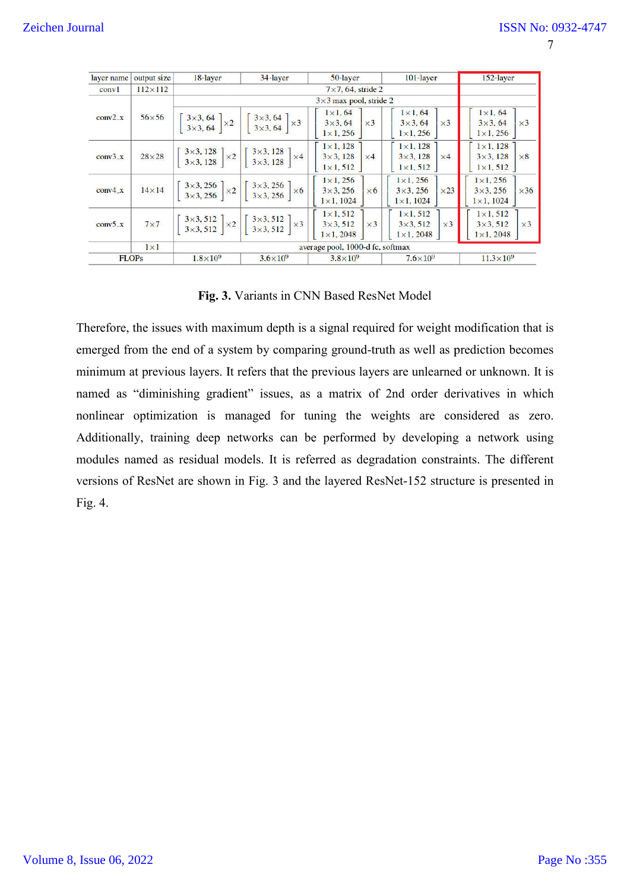| layer name | output size | 18-layer | 34-layer | 50-layer | 101-layer | 152-layer |
|---|---|---|---|---|---|---|
| conv1 | 112×112 | 7×7, 64, stride 2 | | | | |
| | | 3×3 max pool, stride 2 | | | | |
| conv2_x | 56×56 | [3×3, 64; 3×3, 64] ×2 | [3×3, 64; 3×3, 64] ×3 | [1×1, 64; 3×3, 64; 1×1, 256] ×3 | [1×1, 64; 3×3, 64; 1×1, 256] ×3 | [1×1, 64; 3×3, 64; 1×1, 256] ×3 |
| conv3_x | 28×28 | [3×3, 128; 3×3, 128] ×2 | [3×3, 128; 3×3, 128] ×4 | [1×1, 128; 3×3, 128; 1×1, 512] ×4 | [1×1, 128; 3×3, 128; 1×1, 512] ×4 | [1×1, 128; 3×3, 128; 1×1, 512] ×8 |
| conv4_x | 14×14 | [3×3, 256; 3×3, 256] ×2 | [3×3, 256; 3×3, 256] ×6 | [1×1, 256; 3×3, 256; 1×1, 1024] ×6 | [1×1, 256; 3×3, 256; 1×1, 1024] ×23 | [1×1, 256; 3×3, 256; 1×1, 1024] ×36 |
| conv5_x | 7×7 | [3×3, 512; 3×3, 512] ×2 | [3×3, 512; 3×3, 512] ×3 | [1×1, 512; 3×3, 512; 1×1, 2048] ×3 | [1×1, 512; 3×3, 512; 1×1, 2048] ×3 | [1×1, 512; 3×3, 512; 1×1, 2048] ×3 |
| | 1×1 | average pool, 1000-d fc, softmax | | | | |
| FLOPs | | $1.8\times10^9$ | $3.6\times10^9$ | $3.8\times10^9$ | $7.6\times10^9$ | $11.3\times10^9$ |

**Fig. 3.** Variants in CNN Based ResNet Model

Therefore, the issues with maximum depth is a signal required for weight modification that is emerged from the end of a system by comparing ground-truth as well as prediction becomes minimum at previous layers. It refers that the previous layers are unlearned or unknown. It is named as "diminishing gradient" issues, as a matrix of 2nd order derivatives in which nonlinear optimization is managed for tuning the weights are considered as zero. Additionally, training deep networks can be performed by developing a network using modules named as residual models. It is referred as degradation constraints. The different versions of ResNet are shown in Fig. 3 and the layered ResNet-152 structure is presented in Fig. 4.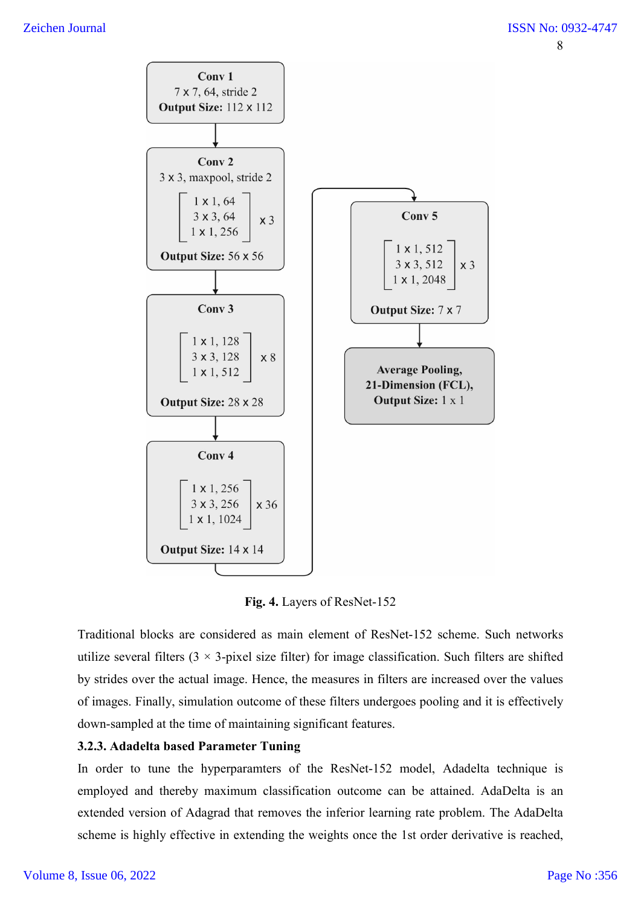**Conv 1**
7 x 7, 64, stride 2
**Output Size:** 112 x 112

**Conv 2**
3 x 3, maxpool, stride 2

$$\begin{bmatrix} 1 \times 1, 64 \\ 3 \times 3, 64 \\ 1 \times 1, 256 \end{bmatrix} \times 3$$

**Output Size:** 56 x 56

**Conv 3**

$$\begin{bmatrix} 1 \times 1, 128 \\ 3 \times 3, 128 \\ 1 \times 1, 512 \end{bmatrix} \times 8$$

**Output Size:** 28 x 28

**Conv 4**

$$\begin{bmatrix} 1 \times 1, 256 \\ 3 \times 3, 256 \\ 1 \times 1, 1024 \end{bmatrix} \times 36$$

**Output Size:** 14 x 14

**Conv 5**

$$\begin{bmatrix} 1 \times 1, 512 \\ 3 \times 3, 512 \\ 1 \times 1, 2048 \end{bmatrix} \times 3$$

**Output Size:** 7 x 7

**Average Pooling, 21-Dimension (FCL), Output Size:** 1 x 1

**Fig. 4.** Layers of ResNet-152

Traditional blocks are considered as main element of ResNet-152 scheme. Such networks utilize several filters (3 × 3-pixel size filter) for image classification. Such filters are shifted by strides over the actual image. Hence, the measures in filters are increased over the values of images. Finally, simulation outcome of these filters undergoes pooling and it is effectively down-sampled at the time of maintaining significant features.

### 3.2.3. Adadelta based Parameter Tuning

In order to tune the hyperparamters of the ResNet-152 model, Adadelta technique is employed and thereby maximum classification outcome can be attained. AdaDelta is an extended version of Adagrad that removes the inferior learning rate problem. The AdaDelta scheme is highly effective in extending the weights once the 1st order derivative is reached,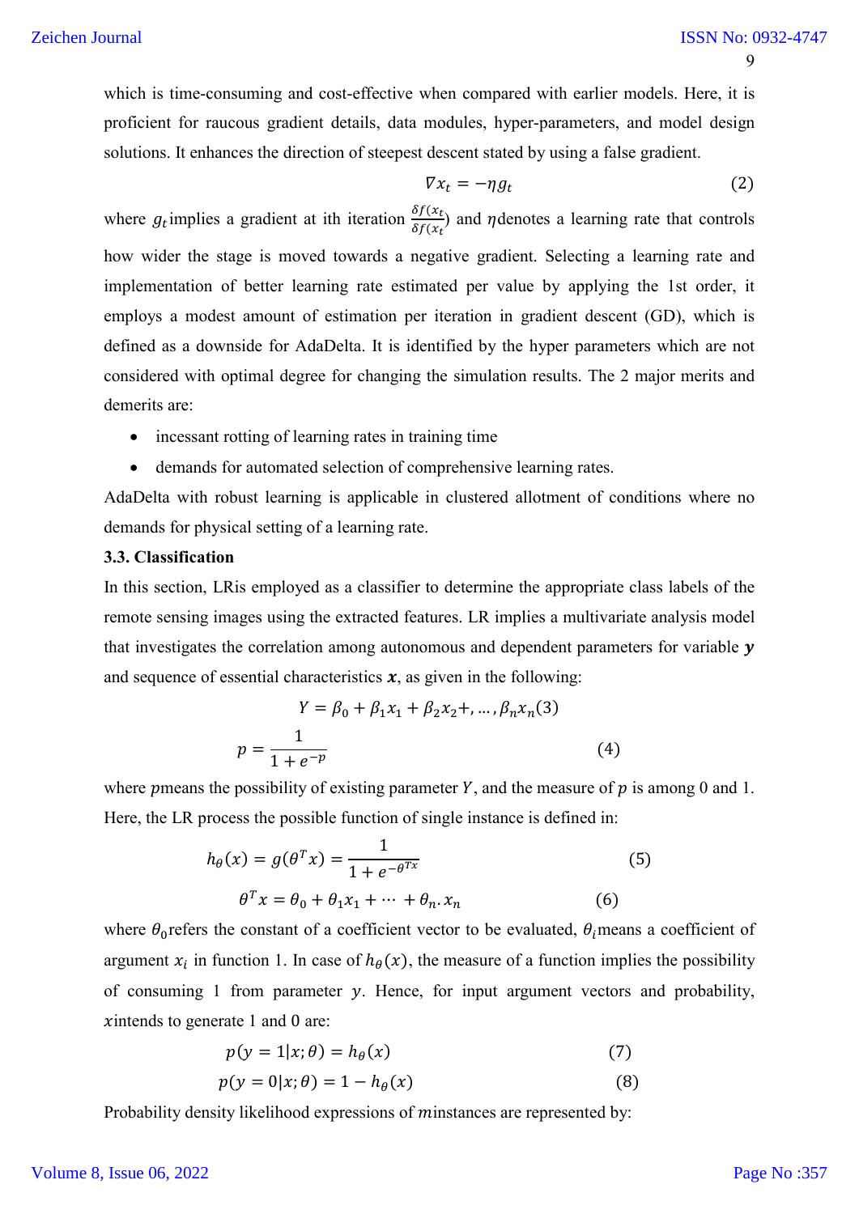which is time-consuming and cost-effective when compared with earlier models. Here, it is proficient for raucous gradient details, data modules, hyper-parameters, and model design solutions. It enhances the direction of steepest descent stated by using a false gradient.

$$\nabla x_t = -\eta g_t \tag{2}$$

where $g_t$ implies a gradient at ith iteration $\frac{\delta f(x_t}{\delta f(x_t}$) and $\eta$ denotes a learning rate that controls how wider the stage is moved towards a negative gradient. Selecting a learning rate and implementation of better learning rate estimated per value by applying the 1st order, it employs a modest amount of estimation per iteration in gradient descent (GD), which is defined as a downside for AdaDelta. It is identified by the hyper parameters which are not considered with optimal degree for changing the simulation results. The 2 major merits and demerits are:

- incessant rotting of learning rates in training time
- demands for automated selection of comprehensive learning rates.

AdaDelta with robust learning is applicable in clustered allotment of conditions where no demands for physical setting of a learning rate.

### 3.3. Classification

In this section, LRis employed as a classifier to determine the appropriate class labels of the remote sensing images using the extracted features. LR implies a multivariate analysis model that investigates the correlation among autonomous and dependent parameters for variable $\boldsymbol{y}$ and sequence of essential characteristics $\boldsymbol{x}$, as given in the following:

$$Y = \beta_0 + \beta_1 x_1 + \beta_2 x_2 +, \ldots, \beta_n x_n (3)$$

$$p = \frac{1}{1 + e^{-p}} \tag{4}$$

where $p$means the possibility of existing parameter $Y$, and the measure of $p$ is among 0 and 1. Here, the LR process the possible function of single instance is defined in:

$$h_\theta(x) = g(\theta^T x) = \frac{1}{1 + e^{-\theta^{Tx}}} \tag{5}$$

$$\theta^T x = \theta_0 + \theta_1 x_1 + \cdots + \theta_n . x_n \tag{6}$$

where $\theta_0$refers the constant of a coefficient vector to be evaluated, $\theta_i$means a coefficient of argument $x_i$ in function 1. In case of $h_\theta(x)$, the measure of a function implies the possibility of consuming 1 from parameter $y$. Hence, for input argument vectors and probability, $x$intends to generate 1 and 0 are:

$$p(y = 1|x; \theta) = h_\theta(x) \tag{7}$$

$$p(y = 0|x; \theta) = 1 - h_\theta(x) \tag{8}$$

Probability density likelihood expressions of $m$instances are represented by: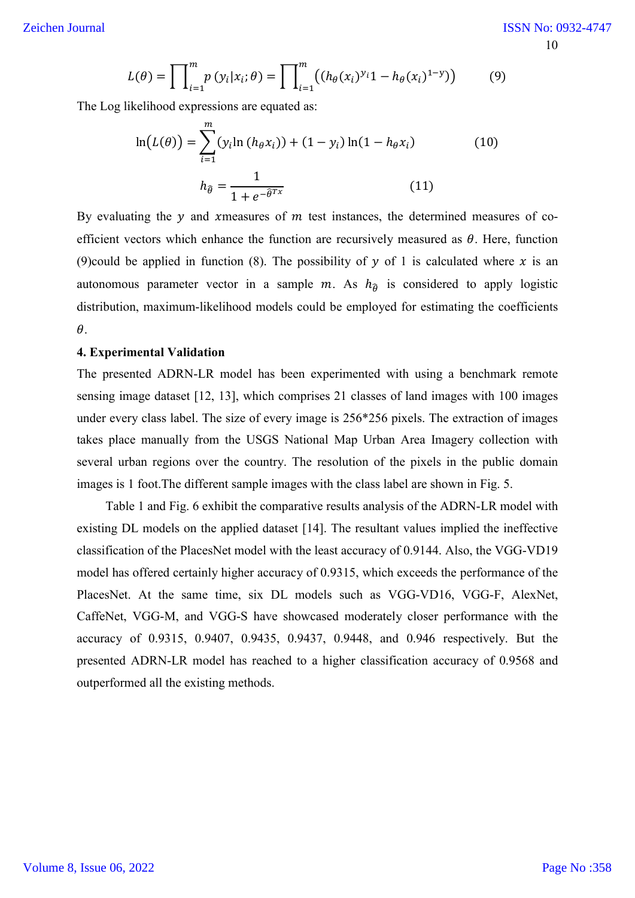$$L(\theta) = \prod_{i=1}^{m} p\,(y_i|x_i;\theta) = \prod_{i=1}^{m} \left((h_\theta(x_i)^{y_i} 1 - h_\theta(x_i)^{1-y})\right) \qquad (9)$$

The Log likelihood expressions are equated as:

$$\ln(L(\theta)) = \sum_{i=1}^{m} (y_i \ln\,(h_\theta x_i)) + (1 - y_i)\ln(1 - h_\theta x_i) \qquad (10)$$

$$h_{\hat{\theta}} = \frac{1}{1 + e^{-\hat{\theta}^{Tx}}} \qquad (11)$$

By evaluating the $y$ and $x$measures of $m$ test instances, the determined measures of co-efficient vectors which enhance the function are recursively measured as $\theta$. Here, function (9)could be applied in function (8). The possibility of $y$ of 1 is calculated where $x$ is an autonomous parameter vector in a sample $m$. As $h_{\hat{\theta}}$ is considered to apply logistic distribution, maximum-likelihood models could be employed for estimating the coefficients $\theta$.

## 4. Experimental Validation

The presented ADRN-LR model has been experimented with using a benchmark remote sensing image dataset [12, 13], which comprises 21 classes of land images with 100 images under every class label. The size of every image is 256*256 pixels. The extraction of images takes place manually from the USGS National Map Urban Area Imagery collection with several urban regions over the country. The resolution of the pixels in the public domain images is 1 foot.The different sample images with the class label are shown in Fig. 5.

Table 1 and Fig. 6 exhibit the comparative results analysis of the ADRN-LR model with existing DL models on the applied dataset [14]. The resultant values implied the ineffective classification of the PlacesNet model with the least accuracy of 0.9144. Also, the VGG-VD19 model has offered certainly higher accuracy of 0.9315, which exceeds the performance of the PlacesNet. At the same time, six DL models such as VGG-VD16, VGG-F, AlexNet, CaffeNet, VGG-M, and VGG-S have showcased moderately closer performance with the accuracy of 0.9315, 0.9407, 0.9435, 0.9437, 0.9448, and 0.946 respectively. But the presented ADRN-LR model has reached to a higher classification accuracy of 0.9568 and outperformed all the existing methods.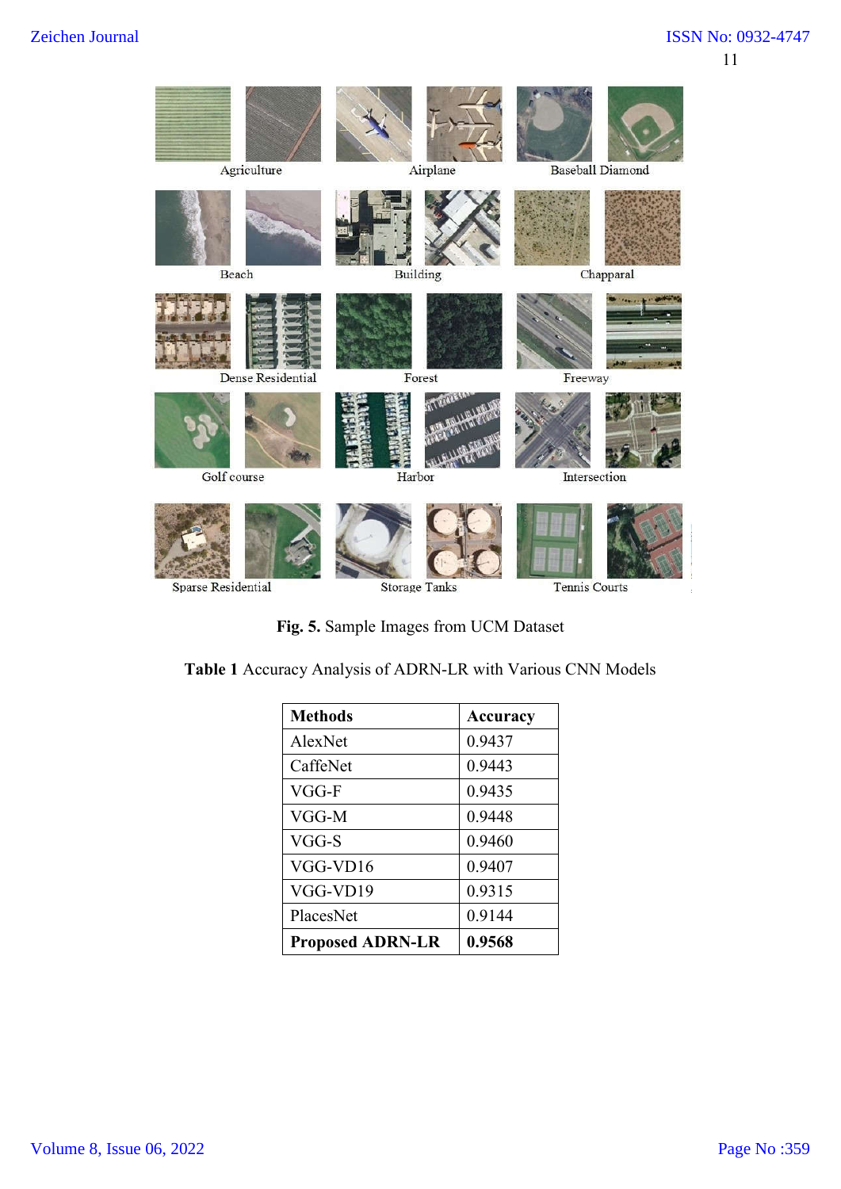**Fig. 5.** Sample Images from UCM Dataset

**Table 1** Accuracy Analysis of ADRN-LR with Various CNN Models

| Methods | Accuracy |
|---|---|
| AlexNet | 0.9437 |
| CaffeNet | 0.9443 |
| VGG-F | 0.9435 |
| VGG-M | 0.9448 |
| VGG-S | 0.9460 |
| VGG-VD16 | 0.9407 |
| VGG-VD19 | 0.9315 |
| PlacesNet | 0.9144 |
| **Proposed ADRN-LR** | **0.9568** |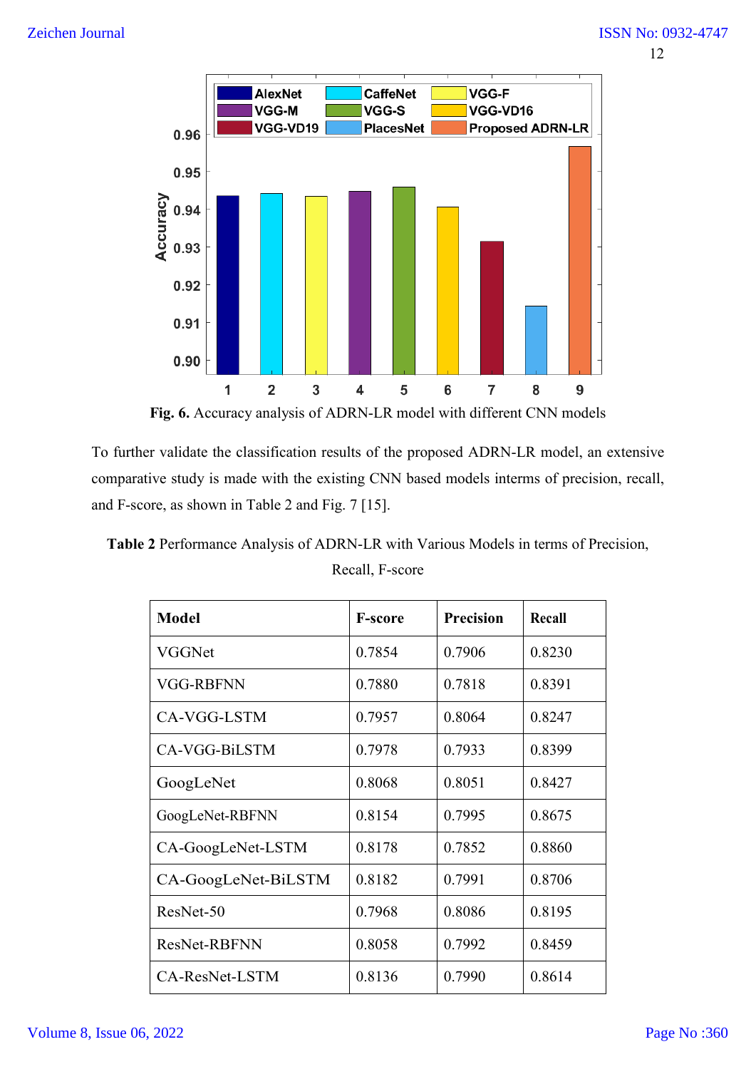Fig. 6. Accuracy analysis of ADRN-LR model with different CNN models

To further validate the classification results of the proposed ADRN-LR model, an extensive comparative study is made with the existing CNN based models interms of precision, recall, and F-score, as shown in Table 2 and Fig. 7 [15].

**Table 2** Performance Analysis of ADRN-LR with Various Models in terms of Precision, Recall, F-score

| Model | F-score | Precision | Recall |
|---|---|---|---|
| VGGNet | 0.7854 | 0.7906 | 0.8230 |
| VGG-RBFNN | 0.7880 | 0.7818 | 0.8391 |
| CA-VGG-LSTM | 0.7957 | 0.8064 | 0.8247 |
| CA-VGG-BiLSTM | 0.7978 | 0.7933 | 0.8399 |
| GoogLeNet | 0.8068 | 0.8051 | 0.8427 |
| GoogLeNet-RBFNN | 0.8154 | 0.7995 | 0.8675 |
| CA-GoogLeNet-LSTM | 0.8178 | 0.7852 | 0.8860 |
| CA-GoogLeNet-BiLSTM | 0.8182 | 0.7991 | 0.8706 |
| ResNet-50 | 0.7968 | 0.8086 | 0.8195 |
| ResNet-RBFNN | 0.8058 | 0.7992 | 0.8459 |
| CA-ResNet-LSTM | 0.8136 | 0.7990 | 0.8614 |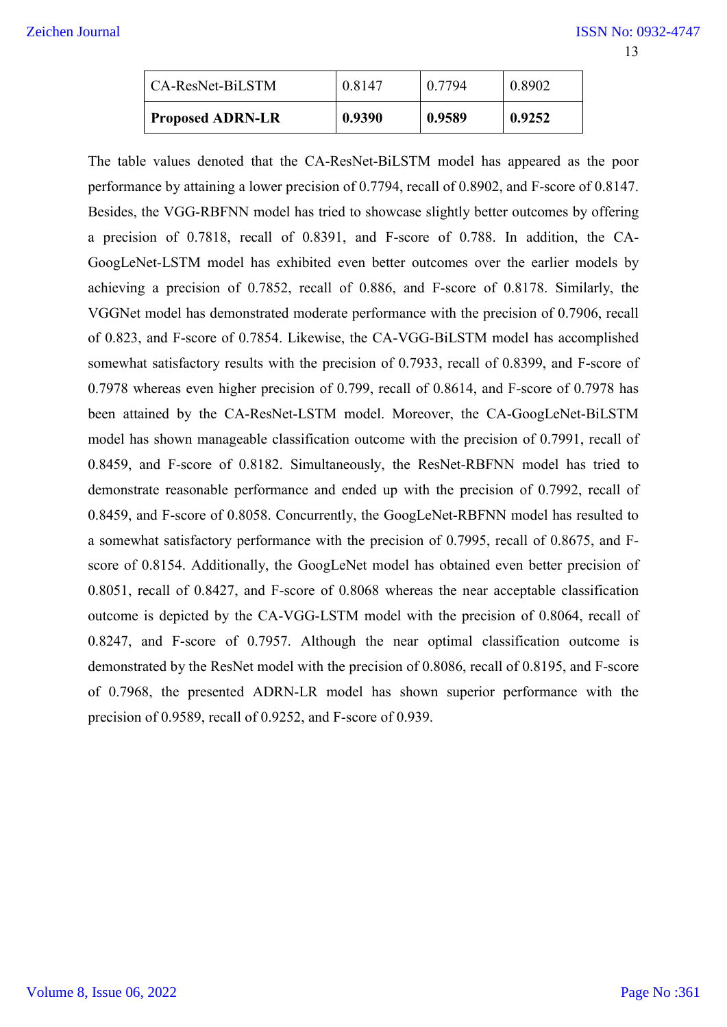| CA-ResNet-BiLSTM | 0.8147 | 0.7794 | 0.8902 |
|---|---|---|---|
| **Proposed ADRN-LR** | **0.9390** | **0.9589** | **0.9252** |

The table values denoted that the CA-ResNet-BiLSTM model has appeared as the poor performance by attaining a lower precision of 0.7794, recall of 0.8902, and F-score of 0.8147. Besides, the VGG-RBFNN model has tried to showcase slightly better outcomes by offering a precision of 0.7818, recall of 0.8391, and F-score of 0.788. In addition, the CA-GoogLeNet-LSTM model has exhibited even better outcomes over the earlier models by achieving a precision of 0.7852, recall of 0.886, and F-score of 0.8178. Similarly, the VGGNet model has demonstrated moderate performance with the precision of 0.7906, recall of 0.823, and F-score of 0.7854. Likewise, the CA-VGG-BiLSTM model has accomplished somewhat satisfactory results with the precision of 0.7933, recall of 0.8399, and F-score of 0.7978 whereas even higher precision of 0.799, recall of 0.8614, and F-score of 0.7978 has been attained by the CA-ResNet-LSTM model. Moreover, the CA-GoogLeNet-BiLSTM model has shown manageable classification outcome with the precision of 0.7991, recall of 0.8459, and F-score of 0.8182. Simultaneously, the ResNet-RBFNN model has tried to demonstrate reasonable performance and ended up with the precision of 0.7992, recall of 0.8459, and F-score of 0.8058. Concurrently, the GoogLeNet-RBFNN model has resulted to a somewhat satisfactory performance with the precision of 0.7995, recall of 0.8675, and F-score of 0.8154. Additionally, the GoogLeNet model has obtained even better precision of 0.8051, recall of 0.8427, and F-score of 0.8068 whereas the near acceptable classification outcome is depicted by the CA-VGG-LSTM model with the precision of 0.8064, recall of 0.8247, and F-score of 0.7957. Although the near optimal classification outcome is demonstrated by the ResNet model with the precision of 0.8086, recall of 0.8195, and F-score of 0.7968, the presented ADRN-LR model has shown superior performance with the precision of 0.9589, recall of 0.9252, and F-score of 0.939.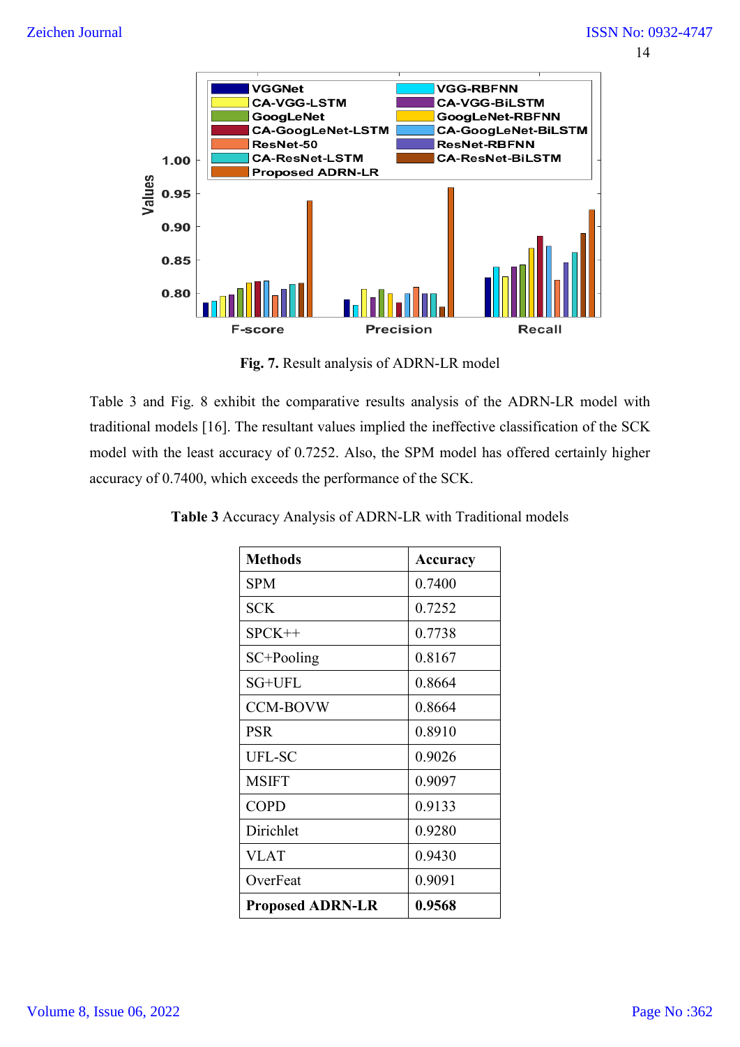**Fig. 7.** Result analysis of ADRN-LR model

Table 3 and Fig. 8 exhibit the comparative results analysis of the ADRN-LR model with traditional models [16]. The resultant values implied the ineffective classification of the SCK model with the least accuracy of 0.7252. Also, the SPM model has offered certainly higher accuracy of 0.7400, which exceeds the performance of the SCK.

**Table 3** Accuracy Analysis of ADRN-LR with Traditional models

| Methods | Accuracy |
|---|---|
| SPM | 0.7400 |
| SCK | 0.7252 |
| SPCK++ | 0.7738 |
| SC+Pooling | 0.8167 |
| SG+UFL | 0.8664 |
| CCM-BOVW | 0.8664 |
| PSR | 0.8910 |
| UFL-SC | 0.9026 |
| MSIFT | 0.9097 |
| COPD | 0.9133 |
| Dirichlet | 0.9280 |
| VLAT | 0.9430 |
| OverFeat | 0.9091 |
| **Proposed ADRN-LR** | **0.9568** |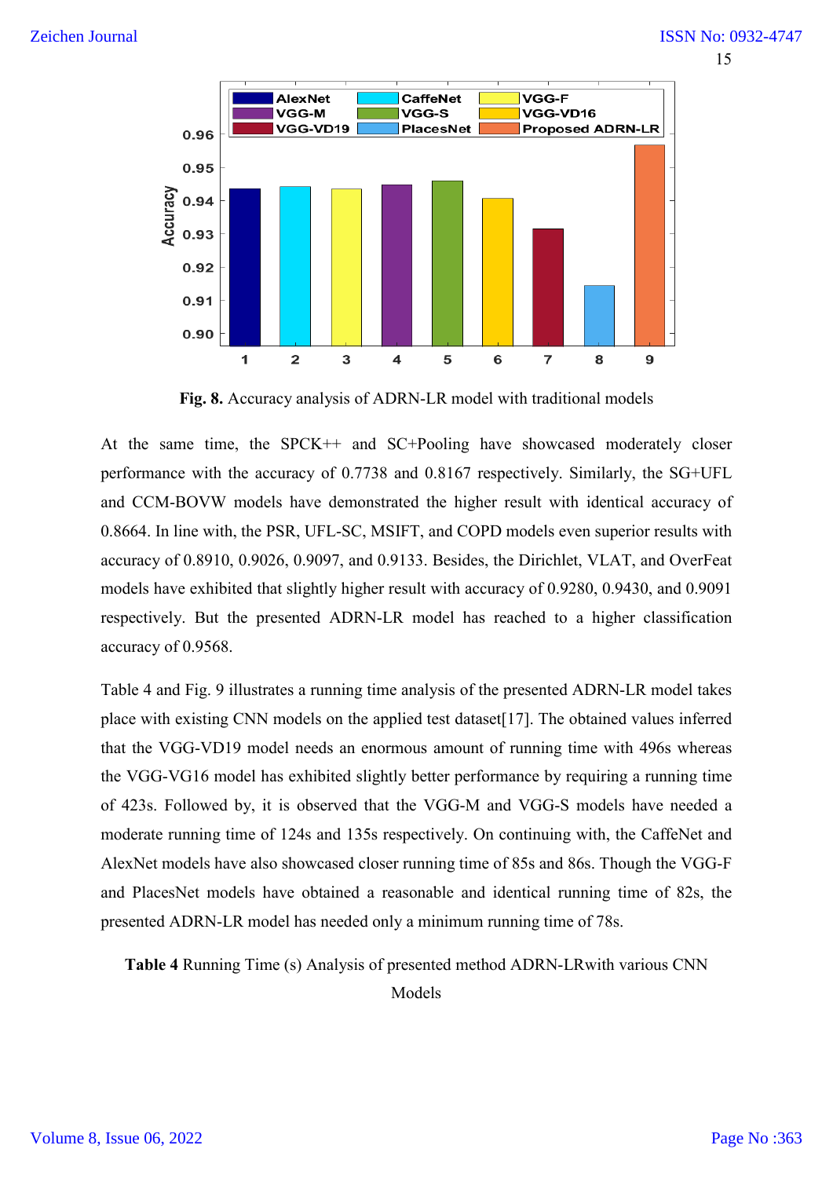**Fig. 8.** Accuracy analysis of ADRN-LR model with traditional models

At the same time, the SPCK++ and SC+Pooling have showcased moderately closer performance with the accuracy of 0.7738 and 0.8167 respectively. Similarly, the SG+UFL and CCM-BOVW models have demonstrated the higher result with identical accuracy of 0.8664. In line with, the PSR, UFL-SC, MSIFT, and COPD models even superior results with accuracy of 0.8910, 0.9026, 0.9097, and 0.9133. Besides, the Dirichlet, VLAT, and OverFeat models have exhibited that slightly higher result with accuracy of 0.9280, 0.9430, and 0.9091 respectively. But the presented ADRN-LR model has reached to a higher classification accuracy of 0.9568.

Table 4 and Fig. 9 illustrates a running time analysis of the presented ADRN-LR model takes place with existing CNN models on the applied test dataset[17]. The obtained values inferred that the VGG-VD19 model needs an enormous amount of running time with 496s whereas the VGG-VG16 model has exhibited slightly better performance by requiring a running time of 423s. Followed by, it is observed that the VGG-M and VGG-S models have needed a moderate running time of 124s and 135s respectively. On continuing with, the CaffeNet and AlexNet models have also showcased closer running time of 85s and 86s. Though the VGG-F and PlacesNet models have obtained a reasonable and identical running time of 82s, the presented ADRN-LR model has needed only a minimum running time of 78s.

**Table 4** Running Time (s) Analysis of presented method ADRN-LRwith various CNN Models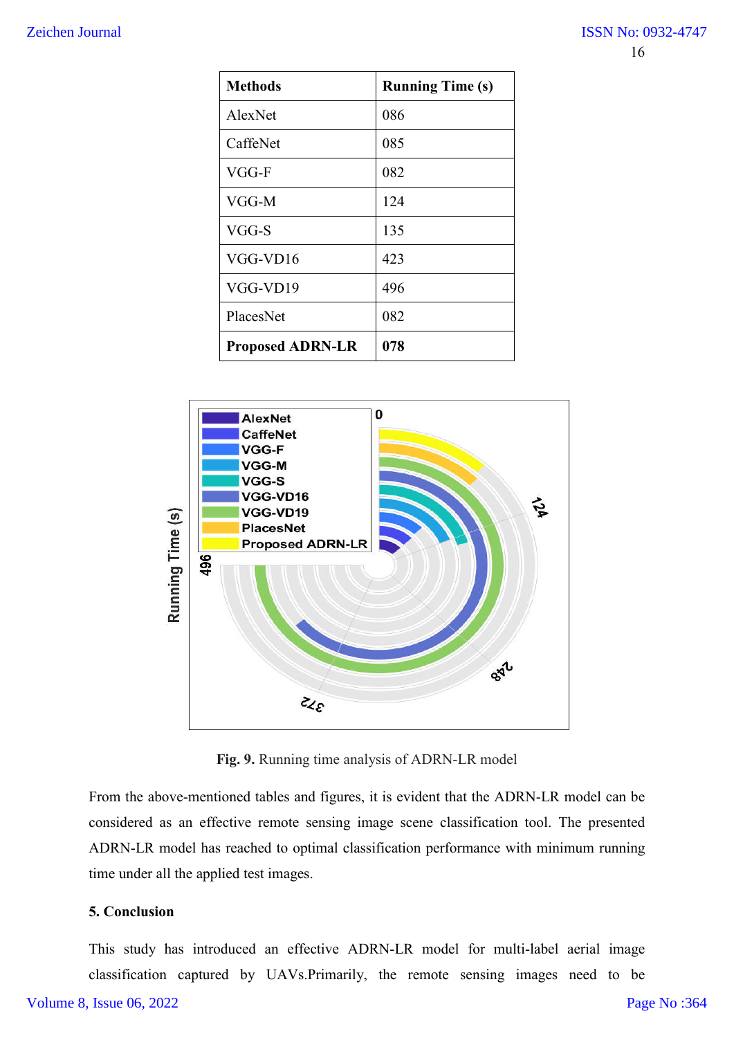| Methods | Running Time (s) |
|---|---|
| AlexNet | 086 |
| CaffeNet | 085 |
| VGG-F | 082 |
| VGG-M | 124 |
| VGG-S | 135 |
| VGG-VD16 | 423 |
| VGG-VD19 | 496 |
| PlacesNet | 082 |
| **Proposed ADRN-LR** | **078** |

**Fig. 9.** Running time analysis of ADRN-LR model

From the above-mentioned tables and figures, it is evident that the ADRN-LR model can be considered as an effective remote sensing image scene classification tool. The presented ADRN-LR model has reached to optimal classification performance with minimum running time under all the applied test images.

## 5. Conclusion

This study has introduced an effective ADRN-LR model for multi-label aerial image classification captured by UAVs.Primarily, the remote sensing images need to be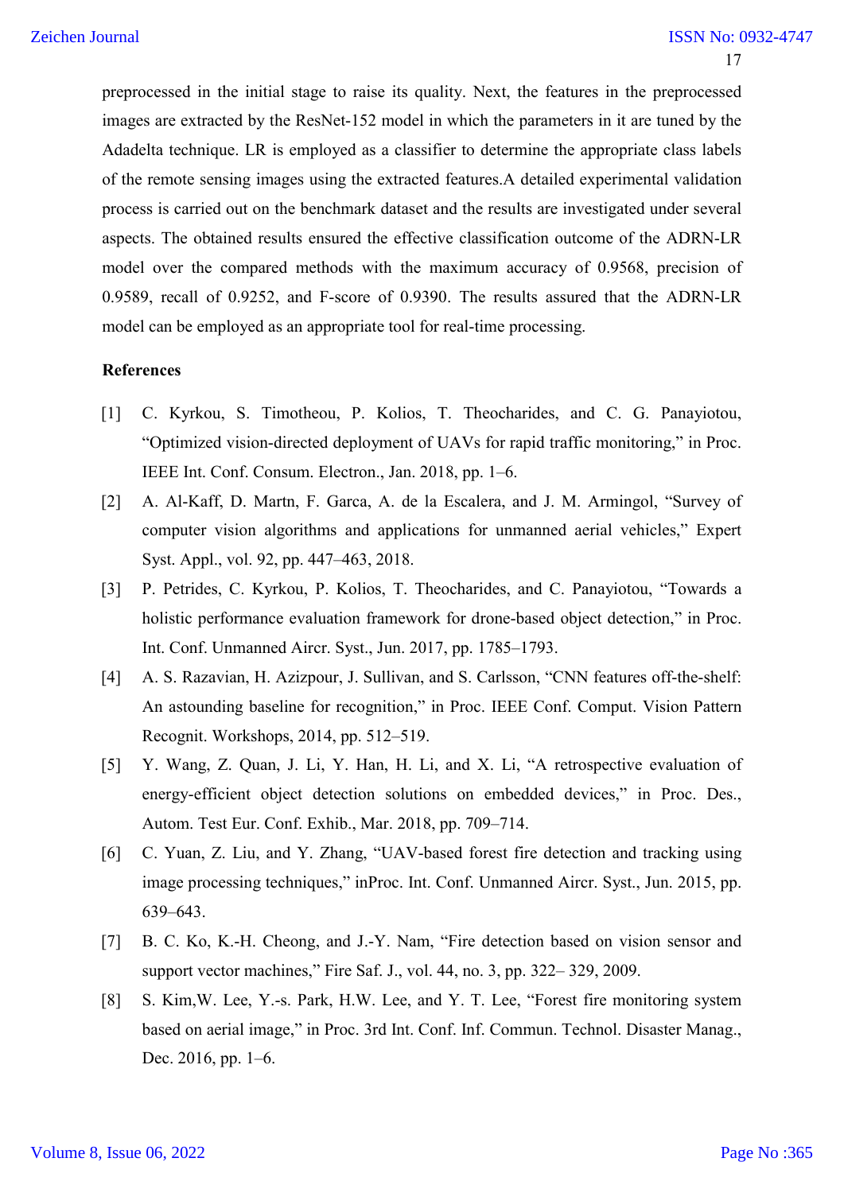preprocessed in the initial stage to raise its quality. Next, the features in the preprocessed images are extracted by the ResNet-152 model in which the parameters in it are tuned by the Adadelta technique. LR is employed as a classifier to determine the appropriate class labels of the remote sensing images using the extracted features.A detailed experimental validation process is carried out on the benchmark dataset and the results are investigated under several aspects. The obtained results ensured the effective classification outcome of the ADRN-LR model over the compared methods with the maximum accuracy of 0.9568, precision of 0.9589, recall of 0.9252, and F-score of 0.9390. The results assured that the ADRN-LR model can be employed as an appropriate tool for real-time processing.

**References**

[1] C. Kyrkou, S. Timotheou, P. Kolios, T. Theocharides, and C. G. Panayiotou, "Optimized vision-directed deployment of UAVs for rapid traffic monitoring," in Proc. IEEE Int. Conf. Consum. Electron., Jan. 2018, pp. 1–6.

[2] A. Al-Kaff, D. Martn, F. Garca, A. de la Escalera, and J. M. Armingol, "Survey of computer vision algorithms and applications for unmanned aerial vehicles," Expert Syst. Appl., vol. 92, pp. 447–463, 2018.

[3] P. Petrides, C. Kyrkou, P. Kolios, T. Theocharides, and C. Panayiotou, "Towards a holistic performance evaluation framework for drone-based object detection," in Proc. Int. Conf. Unmanned Aircr. Syst., Jun. 2017, pp. 1785–1793.

[4] A. S. Razavian, H. Azizpour, J. Sullivan, and S. Carlsson, "CNN features off-the-shelf: An astounding baseline for recognition," in Proc. IEEE Conf. Comput. Vision Pattern Recognit. Workshops, 2014, pp. 512–519.

[5] Y. Wang, Z. Quan, J. Li, Y. Han, H. Li, and X. Li, "A retrospective evaluation of energy-efficient object detection solutions on embedded devices," in Proc. Des., Autom. Test Eur. Conf. Exhib., Mar. 2018, pp. 709–714.

[6] C. Yuan, Z. Liu, and Y. Zhang, "UAV-based forest fire detection and tracking using image processing techniques," inProc. Int. Conf. Unmanned Aircr. Syst., Jun. 2015, pp. 639–643.

[7] B. C. Ko, K.-H. Cheong, and J.-Y. Nam, "Fire detection based on vision sensor and support vector machines," Fire Saf. J., vol. 44, no. 3, pp. 322– 329, 2009.

[8] S. Kim,W. Lee, Y.-s. Park, H.W. Lee, and Y. T. Lee, "Forest fire monitoring system based on aerial image," in Proc. 3rd Int. Conf. Inf. Commun. Technol. Disaster Manag., Dec. 2016, pp. 1–6.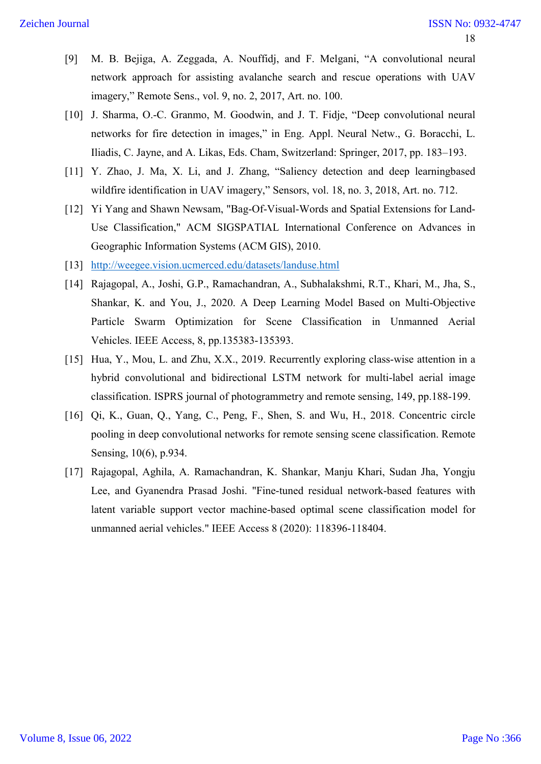[9] M. B. Bejiga, A. Zeggada, A. Nouffidj, and F. Melgani, “A convolutional neural network approach for assisting avalanche search and rescue operations with UAV imagery,” Remote Sens., vol. 9, no. 2, 2017, Art. no. 100.

[10] J. Sharma, O.-C. Granmo, M. Goodwin, and J. T. Fidje, “Deep convolutional neural networks for fire detection in images,” in Eng. Appl. Neural Netw., G. Boracchi, L. Iliadis, C. Jayne, and A. Likas, Eds. Cham, Switzerland: Springer, 2017, pp. 183–193.

[11] Y. Zhao, J. Ma, X. Li, and J. Zhang, “Saliency detection and deep learningbased wildfire identification in UAV imagery,” Sensors, vol. 18, no. 3, 2018, Art. no. 712.

[12] Yi Yang and Shawn Newsam, "Bag-Of-Visual-Words and Spatial Extensions for Land-Use Classification," ACM SIGSPATIAL International Conference on Advances in Geographic Information Systems (ACM GIS), 2010.

[13] http://weegee.vision.ucmerced.edu/datasets/landuse.html

[14] Rajagopal, A., Joshi, G.P., Ramachandran, A., Subhalakshmi, R.T., Khari, M., Jha, S., Shankar, K. and You, J., 2020. A Deep Learning Model Based on Multi-Objective Particle Swarm Optimization for Scene Classification in Unmanned Aerial Vehicles. IEEE Access, 8, pp.135383-135393.

[15] Hua, Y., Mou, L. and Zhu, X.X., 2019. Recurrently exploring class-wise attention in a hybrid convolutional and bidirectional LSTM network for multi-label aerial image classification. ISPRS journal of photogrammetry and remote sensing, 149, pp.188-199.

[16] Qi, K., Guan, Q., Yang, C., Peng, F., Shen, S. and Wu, H., 2018. Concentric circle pooling in deep convolutional networks for remote sensing scene classification. Remote Sensing, 10(6), p.934.

[17] Rajagopal, Aghila, A. Ramachandran, K. Shankar, Manju Khari, Sudan Jha, Yongju Lee, and Gyanendra Prasad Joshi. "Fine-tuned residual network-based features with latent variable support vector machine-based optimal scene classification model for unmanned aerial vehicles." IEEE Access 8 (2020): 118396-118404.